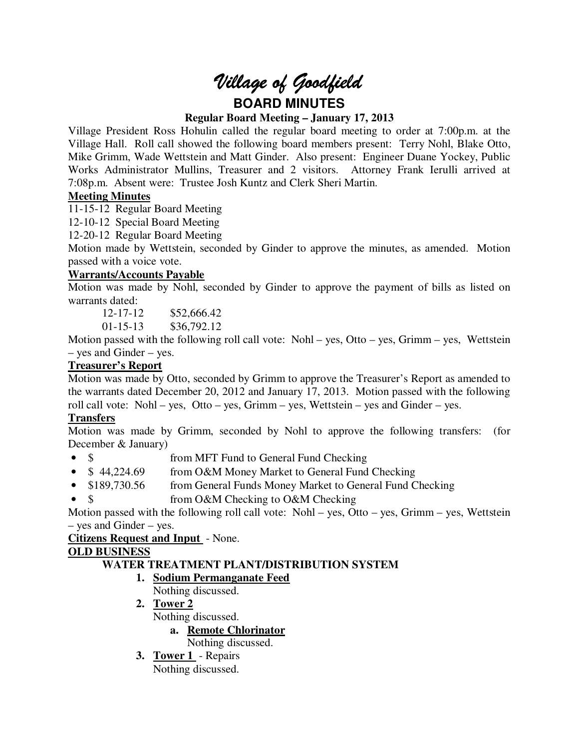# Village of Goodfield

## BOARD MINUTES

### Regular Board Meeting – January 17, 2013

Village President Ross Hohulin called the regular board meeting to order at 7:00p.m. at the Village Hall. Roll call showed the following board members present: Terry Nohl, Blake Otto, Mike Grimm, Wade Wettstein and Matt Ginder. Also present: Engineer Duane Yockey, Public Works Administrator Mullins, Treasurer and 2 visitors. Attorney Frank Ierulli arrived at 7:08p.m. Absent were: Trustee Josh Kuntz and Clerk Sheri Martin.

**Meeting Minutes**

11-15-12 Regular Board Meeting

12-10-12 Special Board Meeting

12-20-12 Regular Board Meeting

Motion made by Wettstein, seconded by Ginder to approve the minutes, as amended. Motion passed with a voice vote.

**Warrants/Accounts Payable**

Motion was made by Nohl, seconded by Ginder to approve the payment of bills as listed on warrants dated:

12-17-12 $52,666.42

01-15-13 $36,792.12

Motion passed with the following roll call vote: Nohl – yes, Otto – yes, Grimm – yes, Wettstein – yes and Ginder – yes.

**Treasurer's Report**

Motion was made by Otto, seconded by Grimm to approve the Treasurer's Report as amended to the warrants dated December 20, 2012 and January 17, 2013. Motion passed with the following roll call vote: Nohl – yes, Otto – yes, Grimm – yes, Wettstein – yes and Ginder – yes.

**Transfers**

Motion was made by Grimm, seconded by Nohl to approve the following transfers: (for December & January)

- $ from MFT Fund to General Fund Checking
- $ 44,224.69 from O&M Money Market to General Fund Checking
- $189,730.56 from General Funds Money Market to General Fund Checking
- $ from O&M Checking to O&M Checking

Motion passed with the following roll call vote: Nohl – yes, Otto – yes, Grimm – yes, Wettstein – yes and Ginder – yes.

**Citizens Request and Input** - None.

**OLD BUSINESS**

**WATER TREATMENT PLANT/DISTRIBUTION SYSTEM**

1. **Sodium Permanganate Feed**
   Nothing discussed.
2. **Tower 2**
   Nothing discussed.
   a. **Remote Chlorinator**
      Nothing discussed.
3. **Tower 1** - Repairs
   Nothing discussed.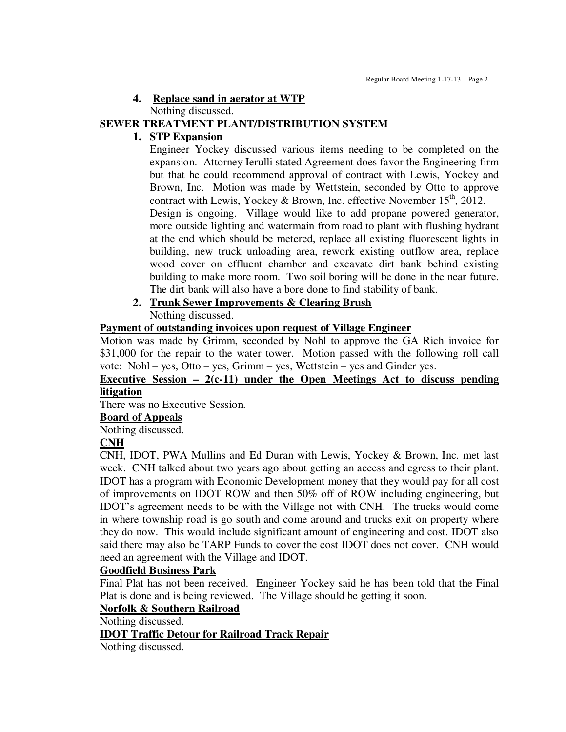4. **Replace sand in aerator at WTP**

   Nothing discussed.

**SEWER TREATMENT PLANT/DISTRIBUTION SYSTEM**

1. **STP Expansion**

   Engineer Yockey discussed various items needing to be completed on the expansion. Attorney Ierulli stated Agreement does favor the Engineering firm but that he could recommend approval of contract with Lewis, Yockey and Brown, Inc. Motion was made by Wettstein, seconded by Otto to approve contract with Lewis, Yockey & Brown, Inc. effective November 15th, 2012.

   Design is ongoing. Village would like to add propane powered generator, more outside lighting and watermain from road to plant with flushing hydrant at the end which should be metered, replace all existing fluorescent lights in building, new truck unloading area, rework existing outflow area, replace wood cover on effluent chamber and excavate dirt bank behind existing building to make more room. Two soil boring will be done in the near future. The dirt bank will also have a bore done to find stability of bank.

2. **Trunk Sewer Improvements & Clearing Brush**

   Nothing discussed.

**Payment of outstanding invoices upon request of Village Engineer**

Motion was made by Grimm, seconded by Nohl to approve the GA Rich invoice for $31,000 for the repair to the water tower. Motion passed with the following roll call vote: Nohl – yes, Otto – yes, Grimm – yes, Wettstein – yes and Ginder yes.

**Executive Session – 2(c-11) under the Open Meetings Act to discuss pending litigation**

There was no Executive Session.

**Board of Appeals**

Nothing discussed.

**CNH**

CNH, IDOT, PWA Mullins and Ed Duran with Lewis, Yockey & Brown, Inc. met last week. CNH talked about two years ago about getting an access and egress to their plant. IDOT has a program with Economic Development money that they would pay for all cost of improvements on IDOT ROW and then 50% off of ROW including engineering, but IDOT's agreement needs to be with the Village not with CNH. The trucks would come in where township road is go south and come around and trucks exit on property where they do now. This would include significant amount of engineering and cost. IDOT also said there may also be TARP Funds to cover the cost IDOT does not cover. CNH would need an agreement with the Village and IDOT.

**Goodfield Business Park**

Final Plat has not been received. Engineer Yockey said he has been told that the Final Plat is done and is being reviewed. The Village should be getting it soon.

**Norfolk & Southern Railroad**

Nothing discussed.

**IDOT Traffic Detour for Railroad Track Repair**

Nothing discussed.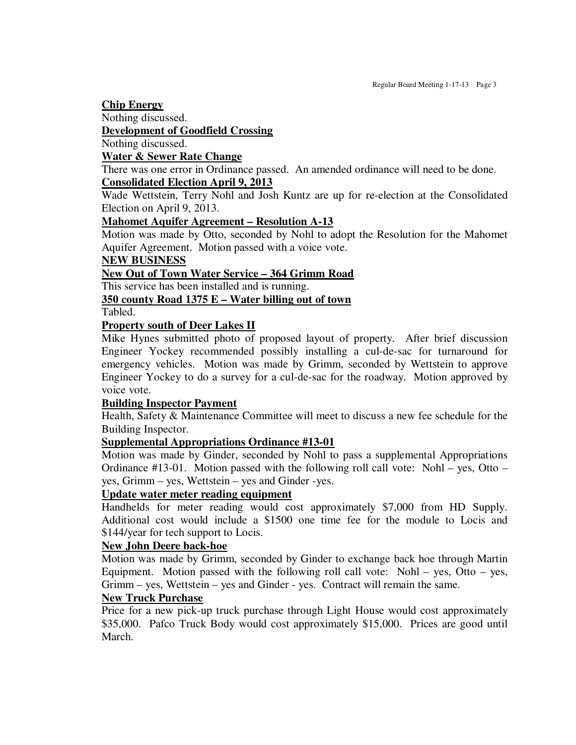**Chip Energy**

Nothing discussed.

**Development of Goodfield Crossing**

Nothing discussed.

**Water & Sewer Rate Change**

There was one error in Ordinance passed. An amended ordinance will need to be done.

**Consolidated Election April 9, 2013**

Wade Wettstein, Terry Nohl and Josh Kuntz are up for re-election at the Consolidated Election on April 9, 2013.

**Mahomet Aquifer Agreement – Resolution A-13**

Motion was made by Otto, seconded by Nohl to adopt the Resolution for the Mahomet Aquifer Agreement. Motion passed with a voice vote.

**NEW BUSINESS**

**New Out of Town Water Service – 364 Grimm Road**

This service has been installed and is running.

**350 county Road 1375 E – Water billing out of town**

Tabled.

**Property south of Deer Lakes II**

Mike Hynes submitted photo of proposed layout of property. After brief discussion Engineer Yockey recommended possibly installing a cul-de-sac for turnaround for emergency vehicles. Motion was made by Grimm, seconded by Wettstein to approve Engineer Yockey to do a survey for a cul-de-sac for the roadway. Motion approved by voice vote.

**Building Inspector Payment**

Health, Safety & Maintenance Committee will meet to discuss a new fee schedule for the Building Inspector.

**Supplemental Appropriations Ordinance #13-01**

Motion was made by Ginder, seconded by Nohl to pass a supplemental Appropriations Ordinance #13-01. Motion passed with the following roll call vote: Nohl – yes, Otto – yes, Grimm – yes, Wettstein – yes and Ginder -yes.

**Update water meter reading equipment**

Handhelds for meter reading would cost approximately $7,000 from HD Supply. Additional cost would include a $1500 one time fee for the module to Locis and $144/year for tech support to Locis.

**New John Deere back-hoe**

Motion was made by Grimm, seconded by Ginder to exchange back hoe through Martin Equipment. Motion passed with the following roll call vote: Nohl – yes, Otto – yes, Grimm – yes, Wettstein – yes and Ginder - yes. Contract will remain the same.

**New Truck Purchase**

Price for a new pick-up truck purchase through Light House would cost approximately $35,000. Pafco Truck Body would cost approximately $15,000. Prices are good until March.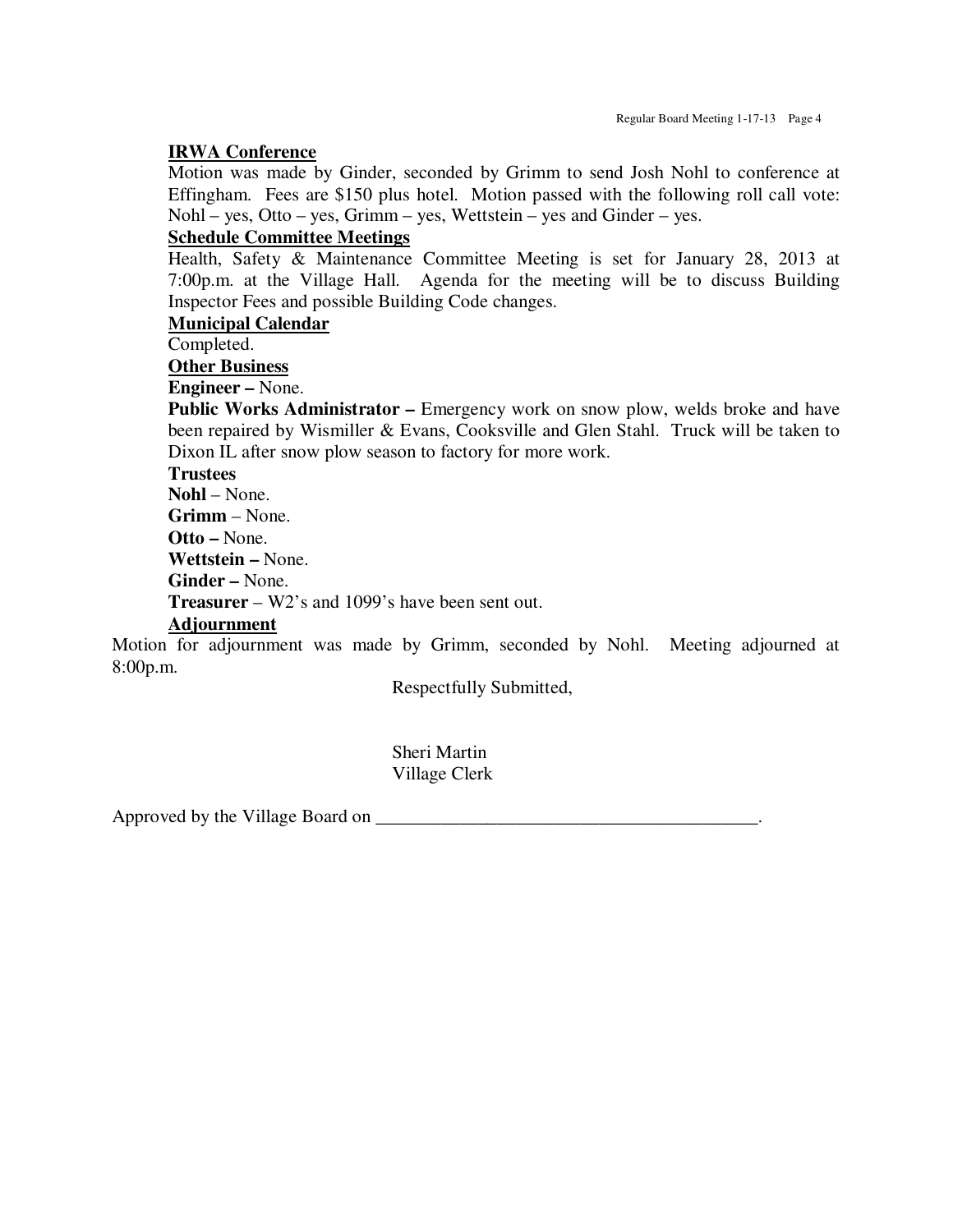**IRWA Conference**

Motion was made by Ginder, seconded by Grimm to send Josh Nohl to conference at Effingham. Fees are $150 plus hotel. Motion passed with the following roll call vote: Nohl – yes, Otto – yes, Grimm – yes, Wettstein – yes and Ginder – yes.

**Schedule Committee Meetings**

Health, Safety & Maintenance Committee Meeting is set for January 28, 2013 at 7:00p.m. at the Village Hall. Agenda for the meeting will be to discuss Building Inspector Fees and possible Building Code changes.

**Municipal Calendar**

Completed.

**Other Business**

**Engineer –** None.

**Public Works Administrator –** Emergency work on snow plow, welds broke and have been repaired by Wismiller & Evans, Cooksville and Glen Stahl. Truck will be taken to Dixon IL after snow plow season to factory for more work.

**Trustees**

**Nohl** – None.

**Grimm** – None.

**Otto –** None.

**Wettstein –** None.

**Ginder –** None.

**Treasurer** – W2's and 1099's have been sent out.

**Adjournment**

Motion for adjournment was made by Grimm, seconded by Nohl. Meeting adjourned at 8:00p.m.

Respectfully Submitted,

Sheri Martin
Village Clerk

Approved by the Village Board on ________________________________________.